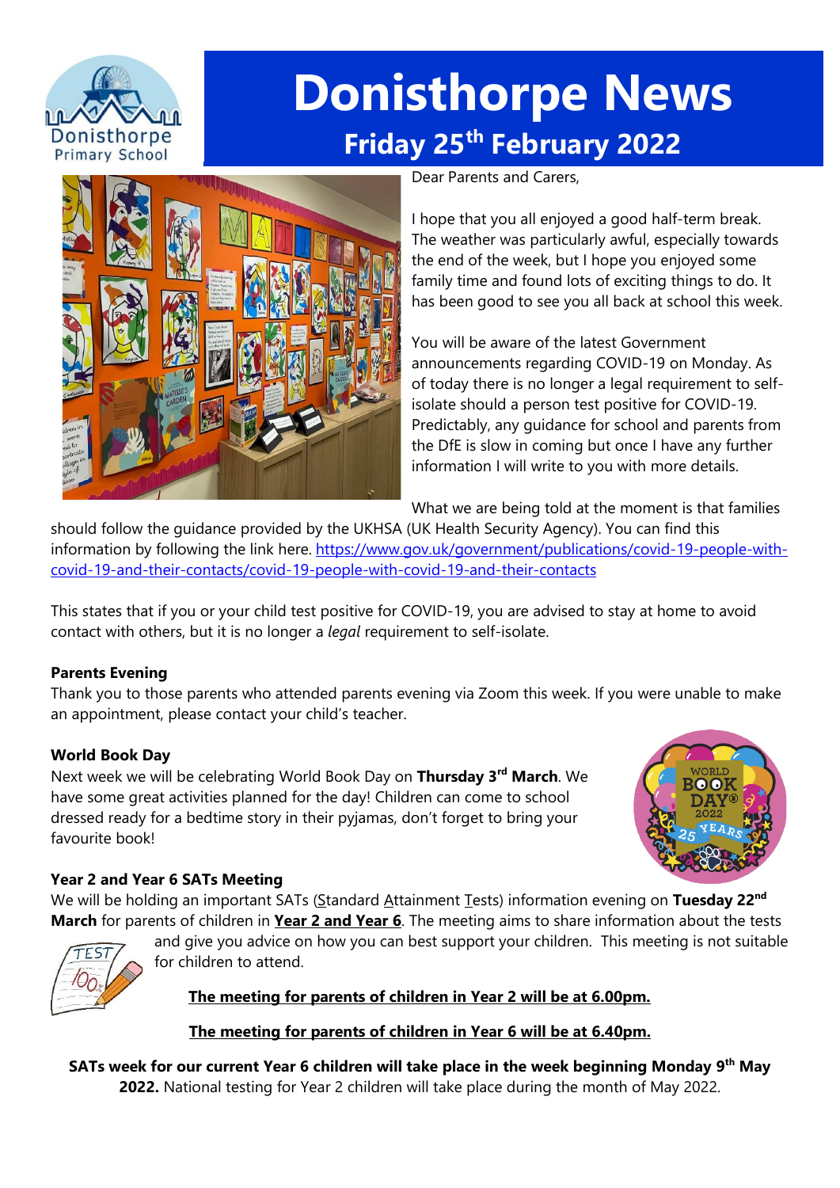# Donisthorpe News

## Friday 25th February 2022

Dear Parents and Carers,

I hope that you all enjoyed a good half-term break. The weather was particularly awful, especially towards the end of the week, but I hope you enjoyed some family time and found lots of exciting things to do. It has been good to see you all back at school this week.

You will be aware of the latest Government announcements regarding COVID-19 on Monday. As of today there is no longer a legal requirement to self-isolate should a person test positive for COVID-19. Predictably, any guidance for school and parents from the DfE is slow in coming but once I have any further information I will write to you with more details.

What we are being told at the moment is that families should follow the guidance provided by the UKHSA (UK Health Security Agency). You can find this information by following the link here. https://www.gov.uk/government/publications/covid-19-people-with-covid-19-and-their-contacts/covid-19-people-with-covid-19-and-their-contacts

This states that if you or your child test positive for COVID-19, you are advised to stay at home to avoid contact with others, but it is no longer a *legal* requirement to self-isolate.

**Parents Evening**

Thank you to those parents who attended parents evening via Zoom this week. If you were unable to make an appointment, please contact your child's teacher.

**World Book Day**

Next week we will be celebrating World Book Day on **Thursday 3rd March**. We have some great activities planned for the day! Children can come to school dressed ready for a bedtime story in their pyjamas, don't forget to bring your favourite book!

**Year 2 and Year 6 SATs Meeting**

We will be holding an important SATs (Standard Attainment Tests) information evening on **Tuesday 22nd March** for parents of children in **Year 2 and Year 6**. The meeting aims to share information about the tests and give you advice on how you can best support your children. This meeting is not suitable for children to attend.

**The meeting for parents of children in Year 2 will be at 6.00pm.**

**The meeting for parents of children in Year 6 will be at 6.40pm.**

**SATs week for our current Year 6 children will take place in the week beginning Monday 9th May 2022.** National testing for Year 2 children will take place during the month of May 2022.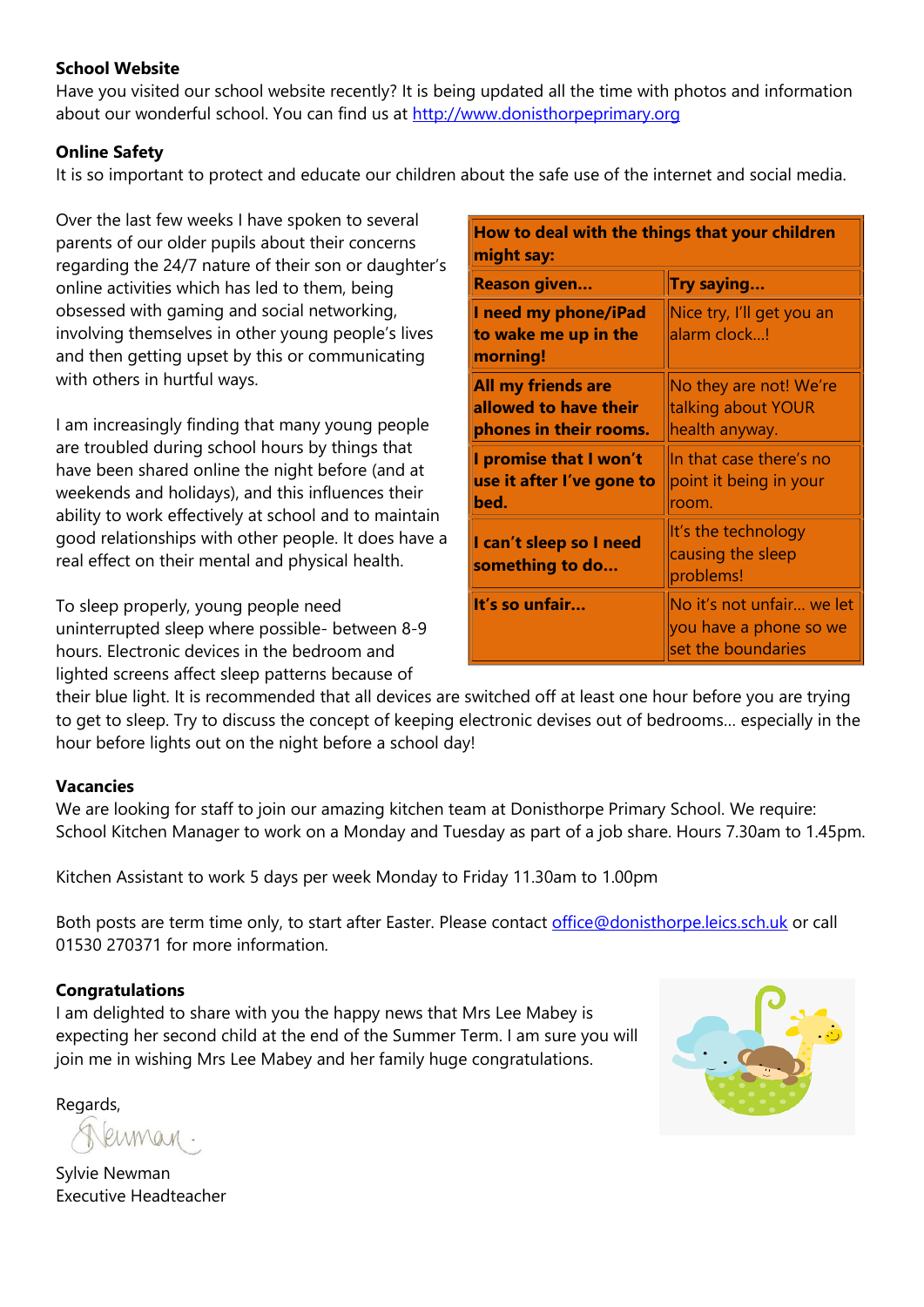**School Website**

Have you visited our school website recently? It is being updated all the time with photos and information about our wonderful school. You can find us at http://www.donisthorpeprimary.org

**Online Safety**

It is so important to protect and educate our children about the safe use of the internet and social media.

Over the last few weeks I have spoken to several parents of our older pupils about their concerns regarding the 24/7 nature of their son or daughter's online activities which has led to them, being obsessed with gaming and social networking, involving themselves in other young people's lives and then getting upset by this or communicating with others in hurtful ways.

I am increasingly finding that many young people are troubled during school hours by things that have been shared online the night before (and at weekends and holidays), and this influences their ability to work effectively at school and to maintain good relationships with other people. It does have a real effect on their mental and physical health.

To sleep properly, young people need uninterrupted sleep where possible- between 8-9 hours. Electronic devices in the bedroom and lighted screens affect sleep patterns because of their blue light. It is recommended that all devices are switched off at least one hour before you are trying to get to sleep. Try to discuss the concept of keeping electronic devises out of bedrooms… especially in the hour before lights out on the night before a school day!

| **How to deal with the things that your children might say:** | |
|---|---|
| **Reason given…** | **Try saying…** |
| **I need my phone/iPad to wake me up in the morning!** | Nice try, I'll get you an alarm clock…! |
| **All my friends are allowed to have their phones in their rooms.** | No they are not! We're talking about YOUR health anyway. |
| **I promise that I won't use it after I've gone to bed.** | In that case there's no point it being in your room. |
| **I can't sleep so I need something to do…** | It's the technology causing the sleep problems! |
| **It's so unfair…** | No it's not unfair… we let you have a phone so we set the boundaries |

**Vacancies**

We are looking for staff to join our amazing kitchen team at Donisthorpe Primary School. We require:
School Kitchen Manager to work on a Monday and Tuesday as part of a job share. Hours 7.30am to 1.45pm.

Kitchen Assistant to work 5 days per week Monday to Friday 11.30am to 1.00pm

Both posts are term time only, to start after Easter. Please contact office@donisthorpe.leics.sch.uk or call 01530 270371 for more information.

**Congratulations**

I am delighted to share with you the happy news that Mrs Lee Mabey is expecting her second child at the end of the Summer Term. I am sure you will join me in wishing Mrs Lee Mabey and her family huge congratulations.

Regards,

Newman.

Sylvie Newman
Executive Headteacher